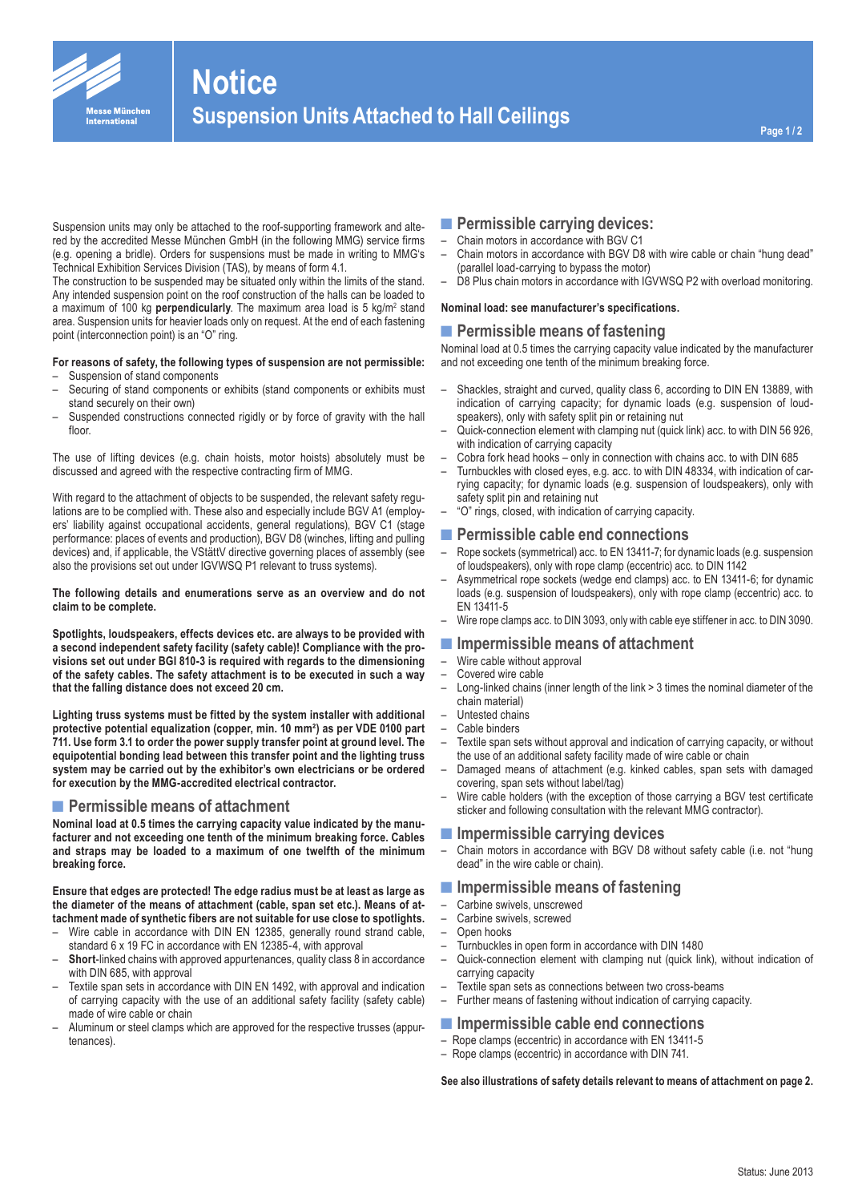# Notice

## Suspension Units Attached to Hall Ceilings

Suspension units may only be attached to the roof-supporting framework and altered by the accredited Messe München GmbH (in the following MMG) service firms (e.g. opening a bridle). Orders for suspensions must be made in writing to MMG's Technical Exhibition Services Division (TAS), by means of form 4.1.
The construction to be suspended may be situated only within the limits of the stand. Any intended suspension point on the roof construction of the halls can be loaded to a maximum of 100 kg **perpendicularly**. The maximum area load is 5 kg/m² stand area. Suspension units for heavier loads only on request. At the end of each fastening point (interconnection point) is an "O" ring.

**For reasons of safety, the following types of suspension are not permissible:**

- Suspension of stand components
- Securing of stand components or exhibits (stand components or exhibits must stand securely on their own)
- Suspended constructions connected rigidly or by force of gravity with the hall floor.

The use of lifting devices (e.g. chain hoists, motor hoists) absolutely must be discussed and agreed with the respective contracting firm of MMG.

With regard to the attachment of objects to be suspended, the relevant safety regulations are to be complied with. These also and especially include BGV A1 (employers' liability against occupational accidents, general regulations), BGV C1 (stage performance: places of events and production), BGV D8 (winches, lifting and pulling devices) and, if applicable, the VStättV directive governing places of assembly (see also the provisions set out under IGVWSQ P1 relevant to truss systems).

**The following details and enumerations serve as an overview and do not claim to be complete.**

**Spotlights, loudspeakers, effects devices etc. are always to be provided with a second independent safety facility (safety cable)! Compliance with the provisions set out under BGI 810-3 is required with regards to the dimensioning of the safety cables. The safety attachment is to be executed in such a way that the falling distance does not exceed 20 cm.**

**Lighting truss systems must be fitted by the system installer with additional protective potential equalization (copper, min. 10 mm²) as per VDE 0100 part 711. Use form 3.1 to order the power supply transfer point at ground level. The equipotential bonding lead between this transfer point and the lighting truss system may be carried out by the exhibitor's own electricians or be ordered for execution by the MMG-accredited electrical contractor.**

### Permissible means of attachment

**Nominal load at 0.5 times the carrying capacity value indicated by the manufacturer and not exceeding one tenth of the minimum breaking force. Cables and straps may be loaded to a maximum of one twelfth of the minimum breaking force.**

**Ensure that edges are protected! The edge radius must be at least as large as the diameter of the means of attachment (cable, span set etc.). Means of attachment made of synthetic fibers are not suitable for use close to spotlights.**

- Wire cable in accordance with DIN EN 12385, generally round strand cable, standard 6 x 19 FC in accordance with EN 12385-4, with approval
- **Short**-linked chains with approved appurtenances, quality class 8 in accordance with DIN 685, with approval
- Textile span sets in accordance with DIN EN 1492, with approval and indication of carrying capacity with the use of an additional safety facility (safety cable) made of wire cable or chain
- Aluminum or steel clamps which are approved for the respective trusses (appurtenances).

### Permissible carrying devices:

- Chain motors in accordance with BGV C1
- Chain motors in accordance with BGV D8 with wire cable or chain "hung dead" (parallel load-carrying to bypass the motor)
- D8 Plus chain motors in accordance with IGVWSQ P2 with overload monitoring.

**Nominal load: see manufacturer's specifications.**

### Permissible means of fastening

Nominal load at 0.5 times the carrying capacity value indicated by the manufacturer and not exceeding one tenth of the minimum breaking force.

- Shackles, straight and curved, quality class 6, according to DIN EN 13889, with indication of carrying capacity; for dynamic loads (e.g. suspension of loudspeakers), only with safety split pin or retaining nut
- Quick-connection element with clamping nut (quick link) acc. to with DIN 56 926, with indication of carrying capacity
- Cobra fork head hooks – only in connection with chains acc. to with DIN 685
- Turnbuckles with closed eyes, e.g. acc. to with DIN 48334, with indication of carrying capacity; for dynamic loads (e.g. suspension of loudspeakers), only with safety split pin and retaining nut
- "O" rings, closed, with indication of carrying capacity.

### Permissible cable end connections

- Rope sockets (symmetrical) acc. to EN 13411-7; for dynamic loads (e.g. suspension of loudspeakers), only with rope clamp (eccentric) acc. to DIN 1142
- Asymmetrical rope sockets (wedge end clamps) acc. to EN 13411-6; for dynamic loads (e.g. suspension of loudspeakers), only with rope clamp (eccentric) acc. to EN 13411-5
- Wire rope clamps acc. to DIN 3093, only with cable eye stiffener in acc. to DIN 3090.

### Impermissible means of attachment

- Wire cable without approval
- Covered wire cable
- Long-linked chains (inner length of the link > 3 times the nominal diameter of the chain material)
- Untested chains
- Cable binders
- Textile span sets without approval and indication of carrying capacity, or without the use of an additional safety facility made of wire cable or chain
- Damaged means of attachment (e.g. kinked cables, span sets with damaged covering, span sets without label/tag)
- Wire cable holders (with the exception of those carrying a BGV test certificate sticker and following consultation with the relevant MMG contractor).

### Impermissible carrying devices

- Chain motors in accordance with BGV D8 without safety cable (i.e. not "hung dead" in the wire cable or chain).

### Impermissible means of fastening

- Carbine swivels, unscrewed
- Carbine swivels, screwed
- Open hooks
- Turnbuckles in open form in accordance with DIN 1480
- Quick-connection element with clamping nut (quick link), without indication of carrying capacity
- Textile span sets as connections between two cross-beams
- Further means of fastening without indication of carrying capacity.

### Impermissible cable end connections

- Rope clamps (eccentric) in accordance with EN 13411-5
- Rope clamps (eccentric) in accordance with DIN 741.

**See also illustrations of safety details relevant to means of attachment on page 2.**

Status: June 2013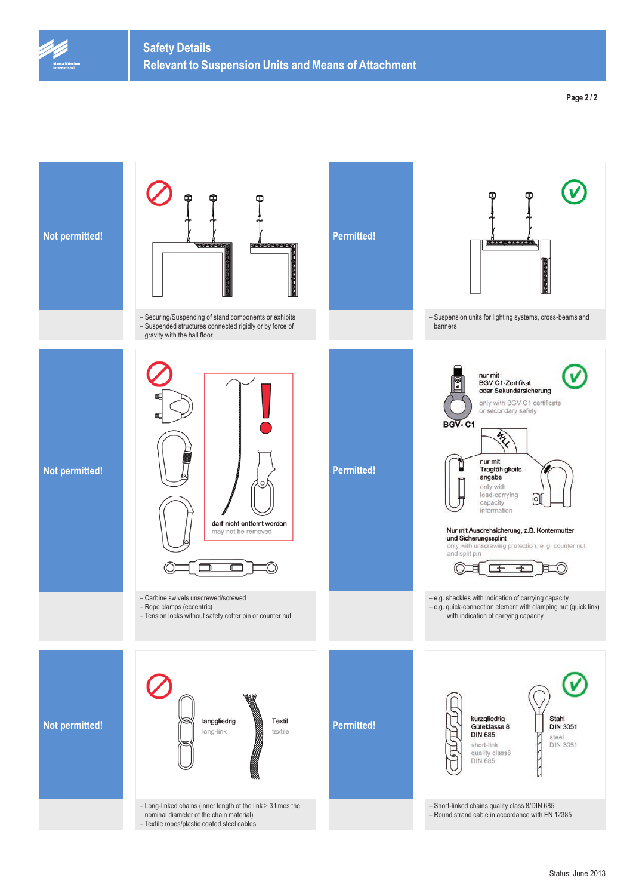# Safety Details
## Relevant to Suspension Units and Means of Attachment

**Not permitted!**

- Securing/Suspending of stand components or exhibits
- Suspended structures connected rigidly or by force of gravity with the hall floor

**Permitted!**

- Suspension units for lighting systems, cross-beams and banners

**Not permitted!**

darf nicht entfernt werden
may not be removed

- Carbine swivels unscrewed/screwed
- Rope clamps (eccentric)
- Tension locks without safety cotter pin or counter nut

**Permitted!**

nur mit BGV C1-Zertifikat oder Sekundärsicherung
only with BGV C1 certificate or secondary safety

BGV- C1

WLL

nur mit Tragfähigkeitsangabe
only with load-carrying capacity information

Nur mit Ausdrehsicherung, z.B. Kontermutter und Sicherungssplint
only with unscrewing protection, e. g. counter nut and split pin

- e.g. shackles with indication of carrying capacity
- e.g. quick-connection element with clamping nut (quick link) with indication of carrying capacity

**Not permitted!**

langgliedrig
long-link

Textil
textile

- Long-linked chains (inner length of the link > 3 times the nominal diameter of the chain material)
- Textile ropes/plastic coated steel cables

**Permitted!**

kurzgliedrig Güteklasse 8 DIN 685
short-link quality class8 DIN 685

Stahl DIN 3051
steel DIN 3051

- Short-linked chains quality class 8/DIN 685
- Round strand cable in accordance with EN 12385

Status: June 2013